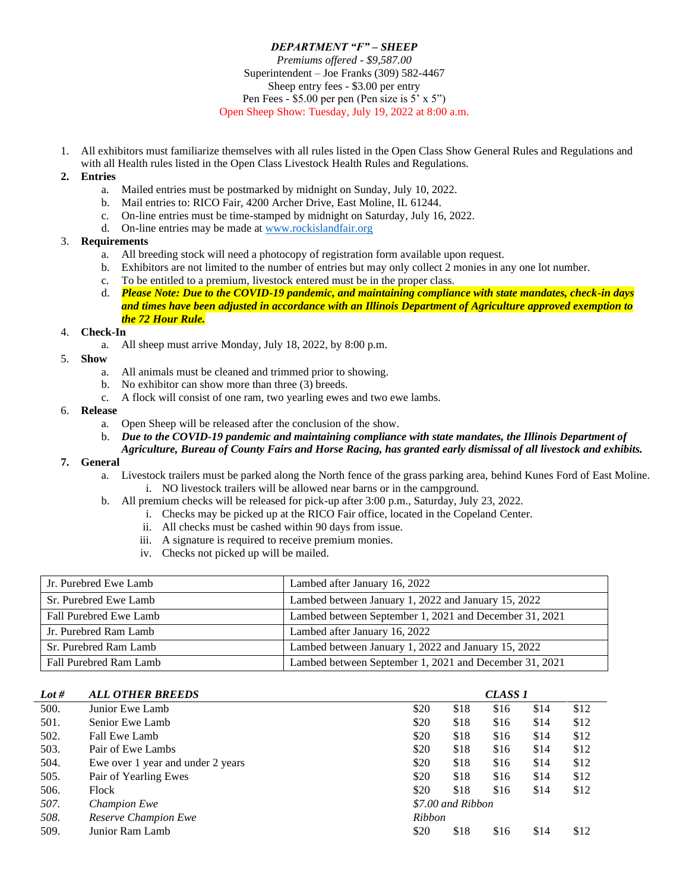***DEPARTMENT "F" – SHEEP***

*Premiums offered - $9,587.00*

Superintendent – Joe Franks (309) 582-4467

Sheep entry fees - $3.00 per entry

Pen Fees - $5.00 per pen (Pen size is 5' x 5")

Open Sheep Show: Tuesday, July 19, 2022 at 8:00 a.m.

1. All exhibitors must familiarize themselves with all rules listed in the Open Class Show General Rules and Regulations and with all Health rules listed in the Open Class Livestock Health Rules and Regulations.
2. **Entries**
   a. Mailed entries must be postmarked by midnight on Sunday, July 10, 2022.
   b. Mail entries to: RICO Fair, 4200 Archer Drive, East Moline, IL 61244.
   c. On-line entries must be time-stamped by midnight on Saturday, July 16, 2022.
   d. On-line entries may be made at www.rockislandfair.org
3. **Requirements**
   a. All breeding stock will need a photocopy of registration form available upon request.
   b. Exhibitors are not limited to the number of entries but may only collect 2 monies in any one lot number.
   c. To be entitled to a premium, livestock entered must be in the proper class.
   d. ***Please Note: Due to the COVID-19 pandemic, and maintaining compliance with state mandates, check-in days and times have been adjusted in accordance with an Illinois Department of Agriculture approved exemption to the 72 Hour Rule.***
4. **Check-In**
   a. All sheep must arrive Monday, July 18, 2022, by 8:00 p.m.
5. **Show**
   a. All animals must be cleaned and trimmed prior to showing.
   b. No exhibitor can show more than three (3) breeds.
   c. A flock will consist of one ram, two yearling ewes and two ewe lambs.
6. **Release**
   a. Open Sheep will be released after the conclusion of the show.
   b. ***Due to the COVID-19 pandemic and maintaining compliance with state mandates, the Illinois Department of Agriculture, Bureau of County Fairs and Horse Racing, has granted early dismissal of all livestock and exhibits.***
7. **General**
   a. Livestock trailers must be parked along the North fence of the grass parking area, behind Kunes Ford of East Moline.
      i. NO livestock trailers will be allowed near barns or in the campground.
   b. All premium checks will be released for pick-up after 3:00 p.m., Saturday, July 23, 2022.
      i. Checks may be picked up at the RICO Fair office, located in the Copeland Center.
      ii. All checks must be cashed within 90 days from issue.
      iii. A signature is required to receive premium monies.
      iv. Checks not picked up will be mailed.

| | |
|---|---|
| Jr. Purebred Ewe Lamb | Lambed after January 16, 2022 |
| Sr. Purebred Ewe Lamb | Lambed between January 1, 2022 and January 15, 2022 |
| Fall Purebred Ewe Lamb | Lambed between September 1, 2021 and December 31, 2021 |
| Jr. Purebred Ram Lamb | Lambed after January 16, 2022 |
| Sr. Purebred Ram Lamb | Lambed between January 1, 2022 and January 15, 2022 |
| Fall Purebred Ram Lamb | Lambed between September 1, 2021 and December 31, 2021 |

| *Lot #* | *ALL OTHER BREEDS* | | | *CLASS 1* | | |
|---|---|---|---|---|---|---|
| 500. | Junior Ewe Lamb | $20 | $18 | $16 | $14 | $12 |
| 501. | Senior Ewe Lamb | $20 | $18 | $16 | $14 | $12 |
| 502. | Fall Ewe Lamb | $20 | $18 | $16 | $14 | $12 |
| 503. | Pair of Ewe Lambs | $20 | $18 | $16 | $14 | $12 |
| 504. | Ewe over 1 year and under 2 years | $20 | $18 | $16 | $14 | $12 |
| 505. | Pair of Yearling Ewes | $20 | $18 | $16 | $14 | $12 |
| 506. | Flock | $20 | $18 | $16 | $14 | $12 |
| *507.* | *Champion Ewe* | *$7.00 and Ribbon* | | | | |
| *508.* | *Reserve Champion Ewe* | *Ribbon* | | | | |
| 509. | Junior Ram Lamb | $20 | $18 | $16 | $14 | $12 |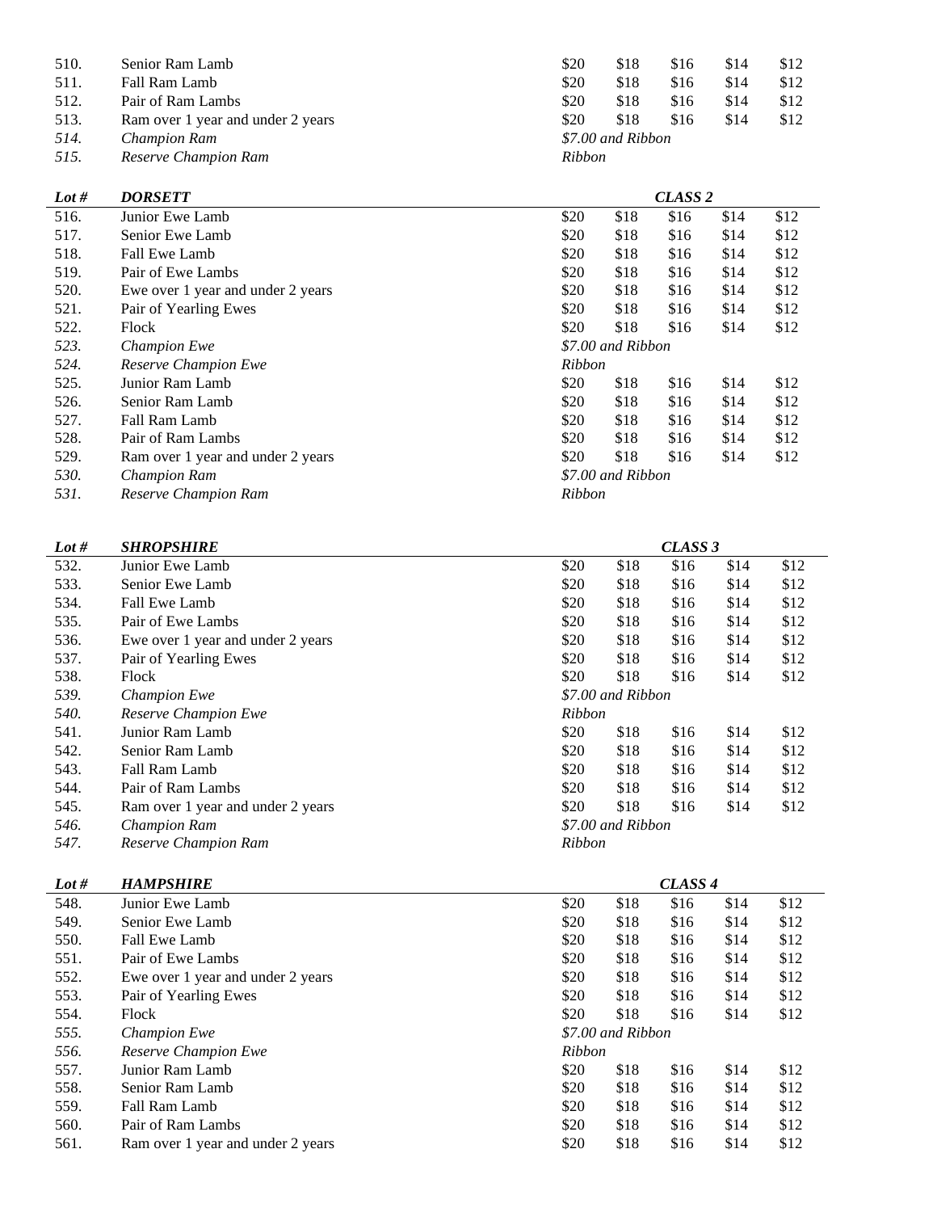| | | | | | | |
|---|---|---|---|---|---|---|
| 510. | Senior Ram Lamb | $20 | $18 | $16 | $14 | $12 |
| 511. | Fall Ram Lamb | $20 | $18 | $16 | $14 | $12 |
| 512. | Pair of Ram Lambs | $20 | $18 | $16 | $14 | $12 |
| 513. | Ram over 1 year and under 2 years | $20 | $18 | $16 | $14 | $12 |
| *514.* | *Champion Ram* | *$7.00 and Ribbon* | | | | |
| *515.* | *Reserve Champion Ram* | *Ribbon* | | | | |

| ***Lot #*** | ***DORSETT*** | | | ***CLASS 2*** | | |
|---|---|---|---|---|---|---|
| 516. | Junior Ewe Lamb | $20 | $18 | $16 | $14 | $12 |
| 517. | Senior Ewe Lamb | $20 | $18 | $16 | $14 | $12 |
| 518. | Fall Ewe Lamb | $20 | $18 | $16 | $14 | $12 |
| 519. | Pair of Ewe Lambs | $20 | $18 | $16 | $14 | $12 |
| 520. | Ewe over 1 year and under 2 years | $20 | $18 | $16 | $14 | $12 |
| 521. | Pair of Yearling Ewes | $20 | $18 | $16 | $14 | $12 |
| 522. | Flock | $20 | $18 | $16 | $14 | $12 |
| *523.* | *Champion Ewe* | *$7.00 and Ribbon* | | | | |
| *524.* | *Reserve Champion Ewe* | *Ribbon* | | | | |
| 525. | Junior Ram Lamb | $20 | $18 | $16 | $14 | $12 |
| 526. | Senior Ram Lamb | $20 | $18 | $16 | $14 | $12 |
| 527. | Fall Ram Lamb | $20 | $18 | $16 | $14 | $12 |
| 528. | Pair of Ram Lambs | $20 | $18 | $16 | $14 | $12 |
| 529. | Ram over 1 year and under 2 years | $20 | $18 | $16 | $14 | $12 |
| *530.* | *Champion Ram* | *$7.00 and Ribbon* | | | | |
| *531.* | *Reserve Champion Ram* | *Ribbon* | | | | |

| ***Lot #*** | ***SHROPSHIRE*** | | | ***CLASS 3*** | | |
|---|---|---|---|---|---|---|
| 532. | Junior Ewe Lamb | $20 | $18 | $16 | $14 | $12 |
| 533. | Senior Ewe Lamb | $20 | $18 | $16 | $14 | $12 |
| 534. | Fall Ewe Lamb | $20 | $18 | $16 | $14 | $12 |
| 535. | Pair of Ewe Lambs | $20 | $18 | $16 | $14 | $12 |
| 536. | Ewe over 1 year and under 2 years | $20 | $18 | $16 | $14 | $12 |
| 537. | Pair of Yearling Ewes | $20 | $18 | $16 | $14 | $12 |
| 538. | Flock | $20 | $18 | $16 | $14 | $12 |
| *539.* | *Champion Ewe* | *$7.00 and Ribbon* | | | | |
| *540.* | *Reserve Champion Ewe* | *Ribbon* | | | | |
| 541. | Junior Ram Lamb | $20 | $18 | $16 | $14 | $12 |
| 542. | Senior Ram Lamb | $20 | $18 | $16 | $14 | $12 |
| 543. | Fall Ram Lamb | $20 | $18 | $16 | $14 | $12 |
| 544. | Pair of Ram Lambs | $20 | $18 | $16 | $14 | $12 |
| 545. | Ram over 1 year and under 2 years | $20 | $18 | $16 | $14 | $12 |
| *546.* | *Champion Ram* | *$7.00 and Ribbon* | | | | |
| *547.* | *Reserve Champion Ram* | *Ribbon* | | | | |

| ***Lot #*** | ***HAMPSHIRE*** | | | ***CLASS 4*** | | |
|---|---|---|---|---|---|---|
| 548. | Junior Ewe Lamb | $20 | $18 | $16 | $14 | $12 |
| 549. | Senior Ewe Lamb | $20 | $18 | $16 | $14 | $12 |
| 550. | Fall Ewe Lamb | $20 | $18 | $16 | $14 | $12 |
| 551. | Pair of Ewe Lambs | $20 | $18 | $16 | $14 | $12 |
| 552. | Ewe over 1 year and under 2 years | $20 | $18 | $16 | $14 | $12 |
| 553. | Pair of Yearling Ewes | $20 | $18 | $16 | $14 | $12 |
| 554. | Flock | $20 | $18 | $16 | $14 | $12 |
| *555.* | *Champion Ewe* | *$7.00 and Ribbon* | | | | |
| *556.* | *Reserve Champion Ewe* | *Ribbon* | | | | |
| 557. | Junior Ram Lamb | $20 | $18 | $16 | $14 | $12 |
| 558. | Senior Ram Lamb | $20 | $18 | $16 | $14 | $12 |
| 559. | Fall Ram Lamb | $20 | $18 | $16 | $14 | $12 |
| 560. | Pair of Ram Lambs | $20 | $18 | $16 | $14 | $12 |
| 561. | Ram over 1 year and under 2 years | $20 | $18 | $16 | $14 | $12 |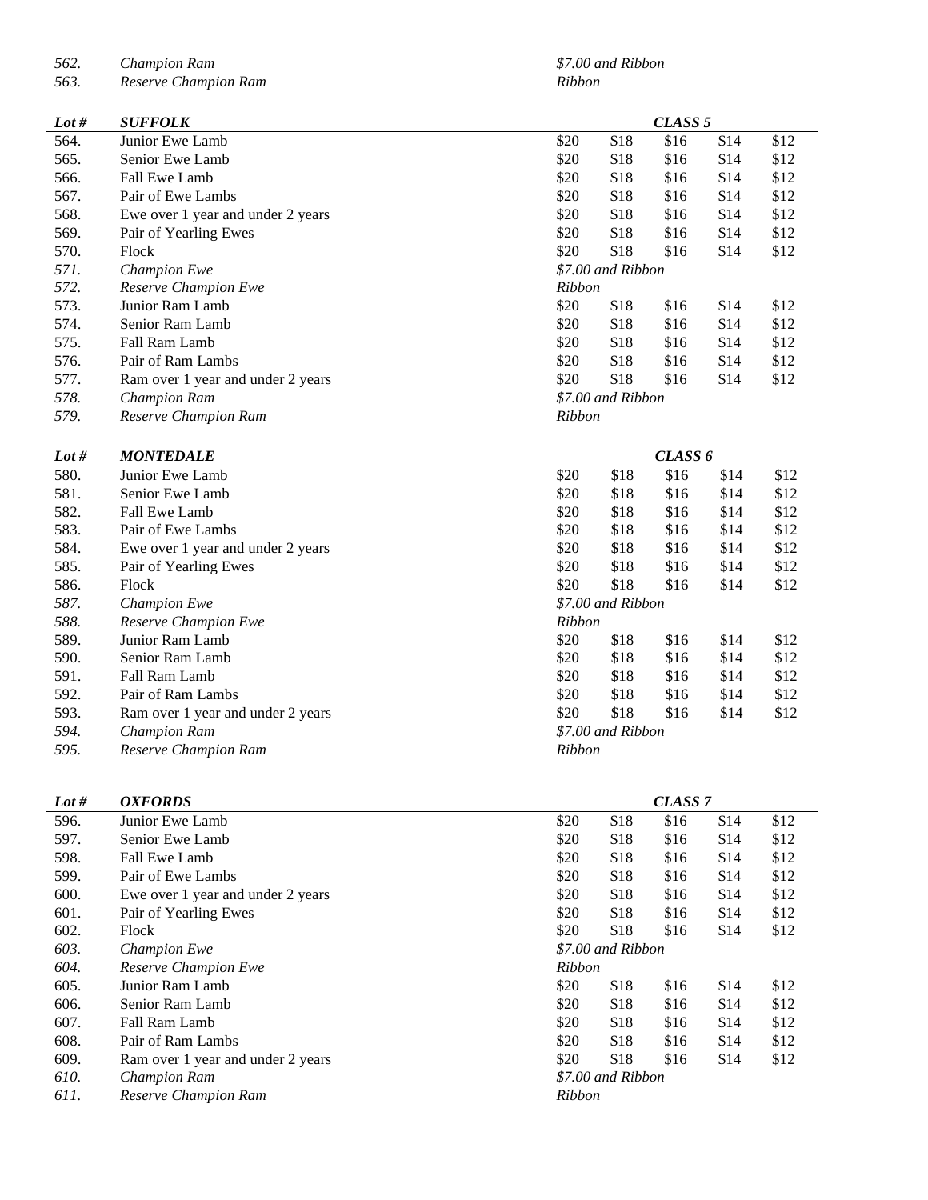| | | | | | | |
|---|---|---|---|---|---|---|
| *562.* | *Champion Ram* | *$7.00 and Ribbon* | | | | |
| *563.* | *Reserve Champion Ram* | *Ribbon* | | | | |

| ***Lot #*** | ***SUFFOLK*** | | | ***CLASS 5*** | | |
|---|---|---|---|---|---|---|
| 564. | Junior Ewe Lamb | $20 | $18 | $16 | $14 | $12 |
| 565. | Senior Ewe Lamb | $20 | $18 | $16 | $14 | $12 |
| 566. | Fall Ewe Lamb | $20 | $18 | $16 | $14 | $12 |
| 567. | Pair of Ewe Lambs | $20 | $18 | $16 | $14 | $12 |
| 568. | Ewe over 1 year and under 2 years | $20 | $18 | $16 | $14 | $12 |
| 569. | Pair of Yearling Ewes | $20 | $18 | $16 | $14 | $12 |
| 570. | Flock | $20 | $18 | $16 | $14 | $12 |
| *571.* | *Champion Ewe* | *$7.00 and Ribbon* | | | | |
| *572.* | *Reserve Champion Ewe* | *Ribbon* | | | | |
| 573. | Junior Ram Lamb | $20 | $18 | $16 | $14 | $12 |
| 574. | Senior Ram Lamb | $20 | $18 | $16 | $14 | $12 |
| 575. | Fall Ram Lamb | $20 | $18 | $16 | $14 | $12 |
| 576. | Pair of Ram Lambs | $20 | $18 | $16 | $14 | $12 |
| 577. | Ram over 1 year and under 2 years | $20 | $18 | $16 | $14 | $12 |
| *578.* | *Champion Ram* | *$7.00 and Ribbon* | | | | |
| *579.* | *Reserve Champion Ram* | *Ribbon* | | | | |

| ***Lot #*** | ***MONTEDALE*** | | | ***CLASS 6*** | | |
|---|---|---|---|---|---|---|
| 580. | Junior Ewe Lamb | $20 | $18 | $16 | $14 | $12 |
| 581. | Senior Ewe Lamb | $20 | $18 | $16 | $14 | $12 |
| 582. | Fall Ewe Lamb | $20 | $18 | $16 | $14 | $12 |
| 583. | Pair of Ewe Lambs | $20 | $18 | $16 | $14 | $12 |
| 584. | Ewe over 1 year and under 2 years | $20 | $18 | $16 | $14 | $12 |
| 585. | Pair of Yearling Ewes | $20 | $18 | $16 | $14 | $12 |
| 586. | Flock | $20 | $18 | $16 | $14 | $12 |
| *587.* | *Champion Ewe* | *$7.00 and Ribbon* | | | | |
| *588.* | *Reserve Champion Ewe* | *Ribbon* | | | | |
| 589. | Junior Ram Lamb | $20 | $18 | $16 | $14 | $12 |
| 590. | Senior Ram Lamb | $20 | $18 | $16 | $14 | $12 |
| 591. | Fall Ram Lamb | $20 | $18 | $16 | $14 | $12 |
| 592. | Pair of Ram Lambs | $20 | $18 | $16 | $14 | $12 |
| 593. | Ram over 1 year and under 2 years | $20 | $18 | $16 | $14 | $12 |
| *594.* | *Champion Ram* | *$7.00 and Ribbon* | | | | |
| *595.* | *Reserve Champion Ram* | *Ribbon* | | | | |

| ***Lot #*** | ***OXFORDS*** | | | ***CLASS 7*** | | |
|---|---|---|---|---|---|---|
| 596. | Junior Ewe Lamb | $20 | $18 | $16 | $14 | $12 |
| 597. | Senior Ewe Lamb | $20 | $18 | $16 | $14 | $12 |
| 598. | Fall Ewe Lamb | $20 | $18 | $16 | $14 | $12 |
| 599. | Pair of Ewe Lambs | $20 | $18 | $16 | $14 | $12 |
| 600. | Ewe over 1 year and under 2 years | $20 | $18 | $16 | $14 | $12 |
| 601. | Pair of Yearling Ewes | $20 | $18 | $16 | $14 | $12 |
| 602. | Flock | $20 | $18 | $16 | $14 | $12 |
| *603.* | *Champion Ewe* | *$7.00 and Ribbon* | | | | |
| *604.* | *Reserve Champion Ewe* | *Ribbon* | | | | |
| 605. | Junior Ram Lamb | $20 | $18 | $16 | $14 | $12 |
| 606. | Senior Ram Lamb | $20 | $18 | $16 | $14 | $12 |
| 607. | Fall Ram Lamb | $20 | $18 | $16 | $14 | $12 |
| 608. | Pair of Ram Lambs | $20 | $18 | $16 | $14 | $12 |
| 609. | Ram over 1 year and under 2 years | $20 | $18 | $16 | $14 | $12 |
| *610.* | *Champion Ram* | *$7.00 and Ribbon* | | | | |
| *611.* | *Reserve Champion Ram* | *Ribbon* | | | | |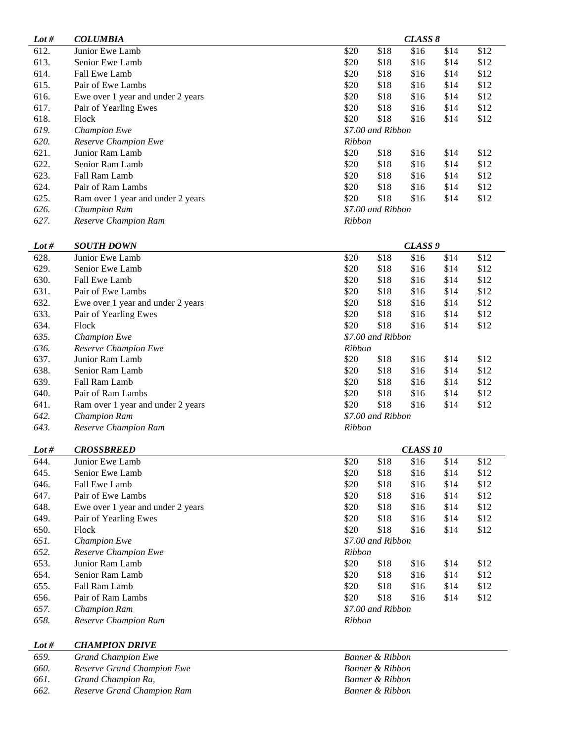| Lot # | COLUMBIA | CLASS 8 | | | | |
|---|---|---|---|---|---|---|
| 612. | Junior Ewe Lamb | $20 | $18 | $16 | $14 | $12 |
| 613. | Senior Ewe Lamb | $20 | $18 | $16 | $14 | $12 |
| 614. | Fall Ewe Lamb | $20 | $18 | $16 | $14 | $12 |
| 615. | Pair of Ewe Lambs | $20 | $18 | $16 | $14 | $12 |
| 616. | Ewe over 1 year and under 2 years | $20 | $18 | $16 | $14 | $12 |
| 617. | Pair of Yearling Ewes | $20 | $18 | $16 | $14 | $12 |
| 618. | Flock | $20 | $18 | $16 | $14 | $12 |
| *619.* | *Champion Ewe* | *$7.00 and Ribbon* | | | | |
| *620.* | *Reserve Champion Ewe* | *Ribbon* | | | | |
| 621. | Junior Ram Lamb | $20 | $18 | $16 | $14 | $12 |
| 622. | Senior Ram Lamb | $20 | $18 | $16 | $14 | $12 |
| 623. | Fall Ram Lamb | $20 | $18 | $16 | $14 | $12 |
| 624. | Pair of Ram Lambs | $20 | $18 | $16 | $14 | $12 |
| 625. | Ram over 1 year and under 2 years | $20 | $18 | $16 | $14 | $12 |
| *626.* | *Champion Ram* | *$7.00 and Ribbon* | | | | |
| *627.* | *Reserve Champion Ram* | *Ribbon* | | | | |

| Lot # | SOUTH DOWN | CLASS 9 | | | | |
|---|---|---|---|---|---|---|
| 628. | Junior Ewe Lamb | $20 | $18 | $16 | $14 | $12 |
| 629. | Senior Ewe Lamb | $20 | $18 | $16 | $14 | $12 |
| 630. | Fall Ewe Lamb | $20 | $18 | $16 | $14 | $12 |
| 631. | Pair of Ewe Lambs | $20 | $18 | $16 | $14 | $12 |
| 632. | Ewe over 1 year and under 2 years | $20 | $18 | $16 | $14 | $12 |
| 633. | Pair of Yearling Ewes | $20 | $18 | $16 | $14 | $12 |
| 634. | Flock | $20 | $18 | $16 | $14 | $12 |
| *635.* | *Champion Ewe* | *$7.00 and Ribbon* | | | | |
| *636.* | *Reserve Champion Ewe* | *Ribbon* | | | | |
| 637. | Junior Ram Lamb | $20 | $18 | $16 | $14 | $12 |
| 638. | Senior Ram Lamb | $20 | $18 | $16 | $14 | $12 |
| 639. | Fall Ram Lamb | $20 | $18 | $16 | $14 | $12 |
| 640. | Pair of Ram Lambs | $20 | $18 | $16 | $14 | $12 |
| 641. | Ram over 1 year and under 2 years | $20 | $18 | $16 | $14 | $12 |
| *642.* | *Champion Ram* | *$7.00 and Ribbon* | | | | |
| *643.* | *Reserve Champion Ram* | *Ribbon* | | | | |

| Lot # | CROSSBREED | CLASS 10 | | | | |
|---|---|---|---|---|---|---|
| 644. | Junior Ewe Lamb | $20 | $18 | $16 | $14 | $12 |
| 645. | Senior Ewe Lamb | $20 | $18 | $16 | $14 | $12 |
| 646. | Fall Ewe Lamb | $20 | $18 | $16 | $14 | $12 |
| 647. | Pair of Ewe Lambs | $20 | $18 | $16 | $14 | $12 |
| 648. | Ewe over 1 year and under 2 years | $20 | $18 | $16 | $14 | $12 |
| 649. | Pair of Yearling Ewes | $20 | $18 | $16 | $14 | $12 |
| 650. | Flock | $20 | $18 | $16 | $14 | $12 |
| *651.* | *Champion Ewe* | *$7.00 and Ribbon* | | | | |
| *652.* | *Reserve Champion Ewe* | *Ribbon* | | | | |
| 653. | Junior Ram Lamb | $20 | $18 | $16 | $14 | $12 |
| 654. | Senior Ram Lamb | $20 | $18 | $16 | $14 | $12 |
| 655. | Fall Ram Lamb | $20 | $18 | $16 | $14 | $12 |
| 656. | Pair of Ram Lambs | $20 | $18 | $16 | $14 | $12 |
| *657.* | *Champion Ram* | *$7.00 and Ribbon* | | | | |
| *658.* | *Reserve Champion Ram* | *Ribbon* | | | | |

| Lot # | CHAMPION DRIVE | |
|---|---|---|
| *659.* | *Grand Champion Ewe* | *Banner & Ribbon* |
| *660.* | *Reserve Grand Champion Ewe* | *Banner & Ribbon* |
| *661.* | *Grand Champion Ra,* | *Banner & Ribbon* |
| *662.* | *Reserve Grand Champion Ram* | *Banner & Ribbon* |